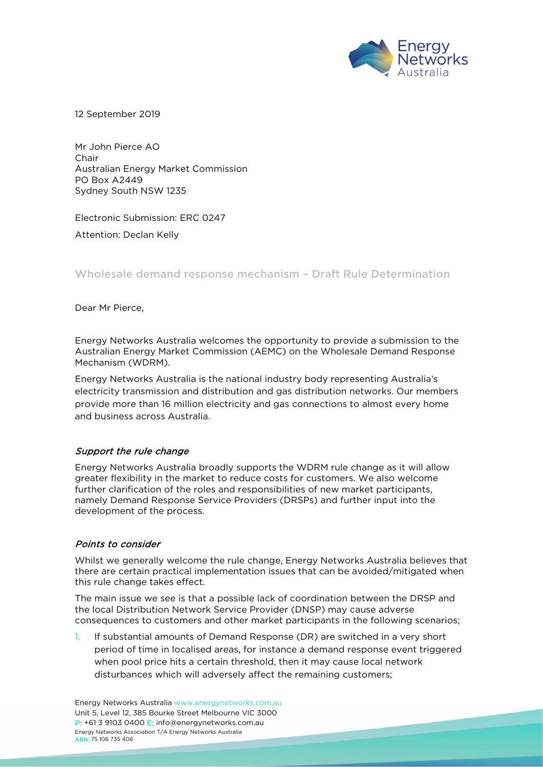12 September 2019

Mr John Pierce AO
Chair
Australian Energy Market Commission
PO Box A2449
Sydney South NSW 1235

Electronic Submission: ERC 0247

Attention: Declan Kelly

## Wholesale demand response mechanism – Draft Rule Determination

Dear Mr Pierce,

Energy Networks Australia welcomes the opportunity to provide a submission to the Australian Energy Market Commission (AEMC) on the Wholesale Demand Response Mechanism (WDRM).

Energy Networks Australia is the national industry body representing Australia's electricity transmission and distribution and gas distribution networks. Our members provide more than 16 million electricity and gas connections to almost every home and business across Australia.

### *Support the rule change*

Energy Networks Australia broadly supports the WDRM rule change as it will allow greater flexibility in the market to reduce costs for customers. We also welcome further clarification of the roles and responsibilities of new market participants, namely Demand Response Service Providers (DRSPs) and further input into the development of the process.

### *Points to consider*

Whilst we generally welcome the rule change, Energy Networks Australia believes that there are certain practical implementation issues that can be avoided/mitigated when this rule change takes effect.

The main issue we see is that a possible lack of coordination between the DRSP and the local Distribution Network Service Provider (DNSP) may cause adverse consequences to customers and other market participants in the following scenarios;

1. If substantial amounts of Demand Response (DR) are switched in a very short period of time in localised areas, for instance a demand response event triggered when pool price hits a certain threshold, then it may cause local network disturbances which will adversely affect the remaining customers;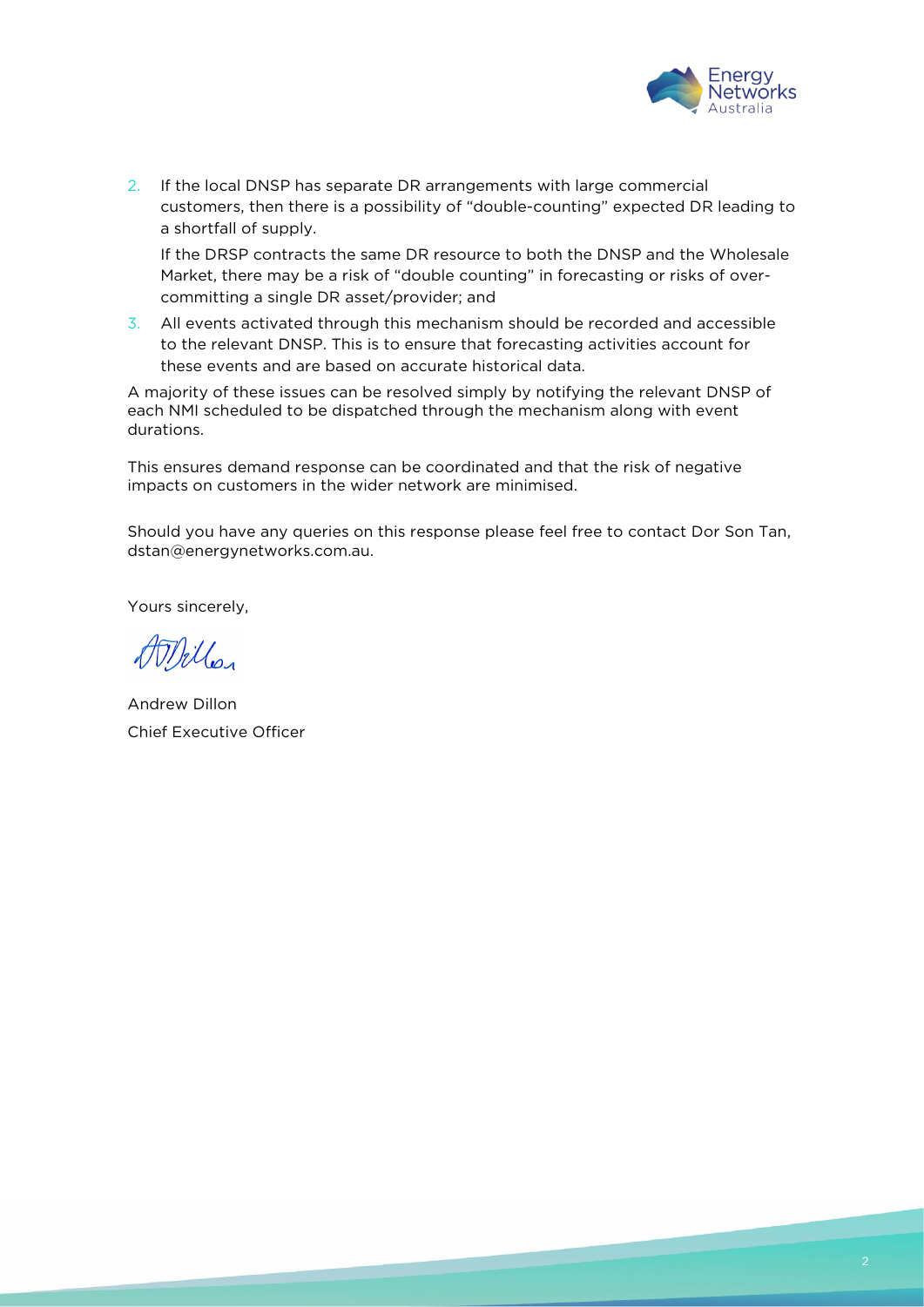2. If the local DNSP has separate DR arrangements with large commercial customers, then there is a possibility of "double-counting" expected DR leading to a shortfall of supply.

   If the DRSP contracts the same DR resource to both the DNSP and the Wholesale Market, there may be a risk of "double counting" in forecasting or risks of over-committing a single DR asset/provider; and

3. All events activated through this mechanism should be recorded and accessible to the relevant DNSP. This is to ensure that forecasting activities account for these events and are based on accurate historical data.

A majority of these issues can be resolved simply by notifying the relevant DNSP of each NMI scheduled to be dispatched through the mechanism along with event durations.

This ensures demand response can be coordinated and that the risk of negative impacts on customers in the wider network are minimised.

Should you have any queries on this response please feel free to contact Dor Son Tan, dstan@energynetworks.com.au.

Yours sincerely,

Andrew Dillon
Chief Executive Officer